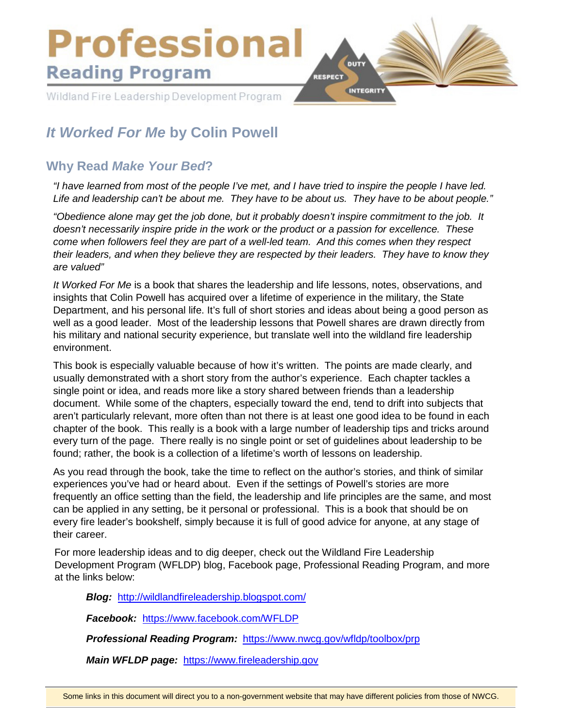# Professional

## Reading Program

Wildland Fire Leadership Development Program

DUTY RESPECT INTEGRITY

## *It Worked For Me* by Colin Powell

### Why Read *Make Your Bed*?

*"I have learned from most of the people I've met, and I have tried to inspire the people I have led. Life and leadership can't be about me. They have to be about us. They have to be about people."*

*"Obedience alone may get the job done, but it probably doesn't inspire commitment to the job. It doesn't necessarily inspire pride in the work or the product or a passion for excellence. These come when followers feel they are part of a well-led team. And this comes when they respect their leaders, and when they believe they are respected by their leaders. They have to know they are valued"*

*It Worked For Me* is a book that shares the leadership and life lessons, notes, observations, and insights that Colin Powell has acquired over a lifetime of experience in the military, the State Department, and his personal life. It's full of short stories and ideas about being a good person as well as a good leader. Most of the leadership lessons that Powell shares are drawn directly from his military and national security experience, but translate well into the wildland fire leadership environment.

This book is especially valuable because of how it's written. The points are made clearly, and usually demonstrated with a short story from the author's experience. Each chapter tackles a single point or idea, and reads more like a story shared between friends than a leadership document. While some of the chapters, especially toward the end, tend to drift into subjects that aren't particularly relevant, more often than not there is at least one good idea to be found in each chapter of the book. This really is a book with a large number of leadership tips and tricks around every turn of the page. There really is no single point or set of guidelines about leadership to be found; rather, the book is a collection of a lifetime's worth of lessons on leadership.

As you read through the book, take the time to reflect on the author's stories, and think of similar experiences you've had or heard about. Even if the settings of Powell's stories are more frequently an office setting than the field, the leadership and life principles are the same, and most can be applied in any setting, be it personal or professional. This is a book that should be on every fire leader's bookshelf, simply because it is full of good advice for anyone, at any stage of their career.

For more leadership ideas and to dig deeper, check out the Wildland Fire Leadership Development Program (WFLDP) blog, Facebook page, Professional Reading Program, and more at the links below:

***Blog:*** http://wildlandfireleadership.blogspot.com/

***Facebook:*** https://www.facebook.com/WFLDP

***Professional Reading Program:*** https://www.nwcg.gov/wfldp/toolbox/prp

***Main WFLDP page:*** https://www.fireleadership.gov

Some links in this document will direct you to a non-government website that may have different policies from those of NWCG.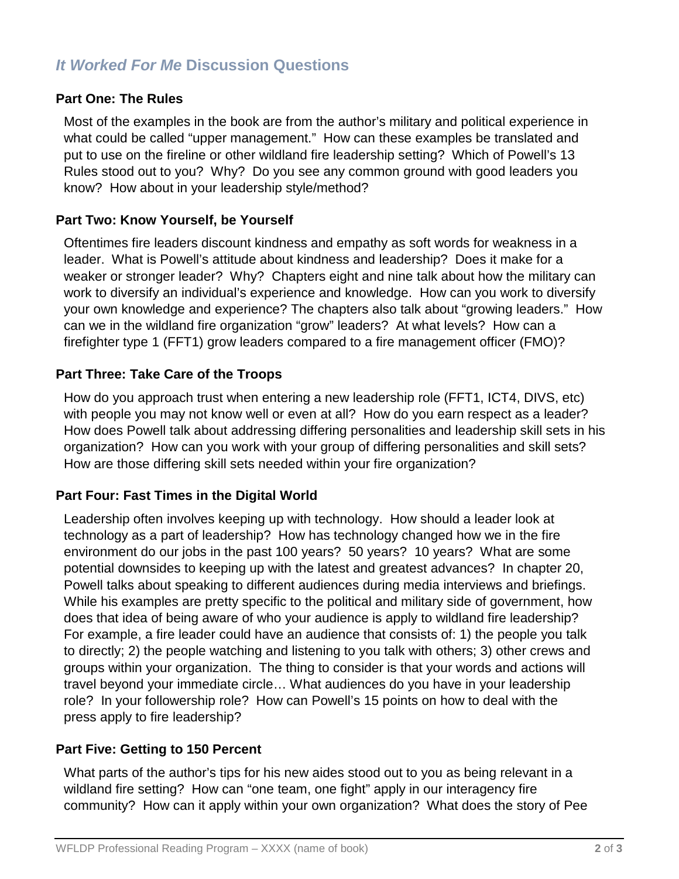## *It Worked For Me* Discussion Questions

### Part One: The Rules

Most of the examples in the book are from the author's military and political experience in what could be called "upper management." How can these examples be translated and put to use on the fireline or other wildland fire leadership setting? Which of Powell's 13 Rules stood out to you? Why? Do you see any common ground with good leaders you know? How about in your leadership style/method?

### Part Two: Know Yourself, be Yourself

Oftentimes fire leaders discount kindness and empathy as soft words for weakness in a leader. What is Powell's attitude about kindness and leadership? Does it make for a weaker or stronger leader? Why? Chapters eight and nine talk about how the military can work to diversify an individual's experience and knowledge. How can you work to diversify your own knowledge and experience? The chapters also talk about "growing leaders." How can we in the wildland fire organization "grow" leaders? At what levels? How can a firefighter type 1 (FFT1) grow leaders compared to a fire management officer (FMO)?

### Part Three: Take Care of the Troops

How do you approach trust when entering a new leadership role (FFT1, ICT4, DIVS, etc) with people you may not know well or even at all? How do you earn respect as a leader? How does Powell talk about addressing differing personalities and leadership skill sets in his organization? How can you work with your group of differing personalities and skill sets? How are those differing skill sets needed within your fire organization?

### Part Four: Fast Times in the Digital World

Leadership often involves keeping up with technology. How should a leader look at technology as a part of leadership? How has technology changed how we in the fire environment do our jobs in the past 100 years? 50 years? 10 years? What are some potential downsides to keeping up with the latest and greatest advances? In chapter 20, Powell talks about speaking to different audiences during media interviews and briefings. While his examples are pretty specific to the political and military side of government, how does that idea of being aware of who your audience is apply to wildland fire leadership? For example, a fire leader could have an audience that consists of: 1) the people you talk to directly; 2) the people watching and listening to you talk with others; 3) other crews and groups within your organization. The thing to consider is that your words and actions will travel beyond your immediate circle… What audiences do you have in your leadership role? In your followership role? How can Powell's 15 points on how to deal with the press apply to fire leadership?

### Part Five: Getting to 150 Percent

What parts of the author's tips for his new aides stood out to you as being relevant in a wildland fire setting? How can "one team, one fight" apply in our interagency fire community? How can it apply within your own organization? What does the story of Pee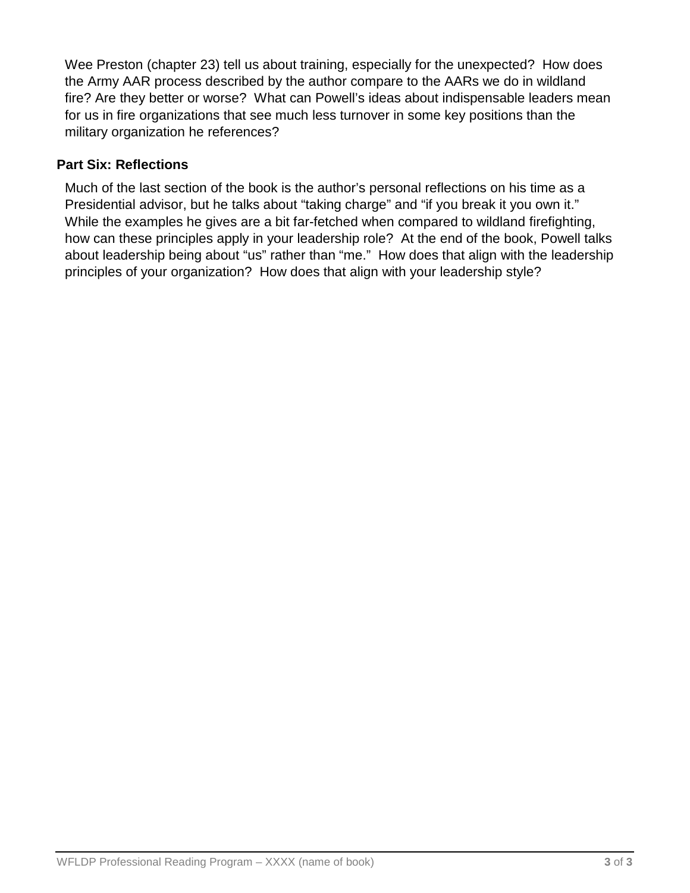Wee Preston (chapter 23) tell us about training, especially for the unexpected? How does the Army AAR process described by the author compare to the AARs we do in wildland fire? Are they better or worse? What can Powell's ideas about indispensable leaders mean for us in fire organizations that see much less turnover in some key positions than the military organization he references?

## Part Six: Reflections

Much of the last section of the book is the author's personal reflections on his time as a Presidential advisor, but he talks about "taking charge" and "if you break it you own it." While the examples he gives are a bit far-fetched when compared to wildland firefighting, how can these principles apply in your leadership role? At the end of the book, Powell talks about leadership being about "us" rather than "me." How does that align with the leadership principles of your organization? How does that align with your leadership style?